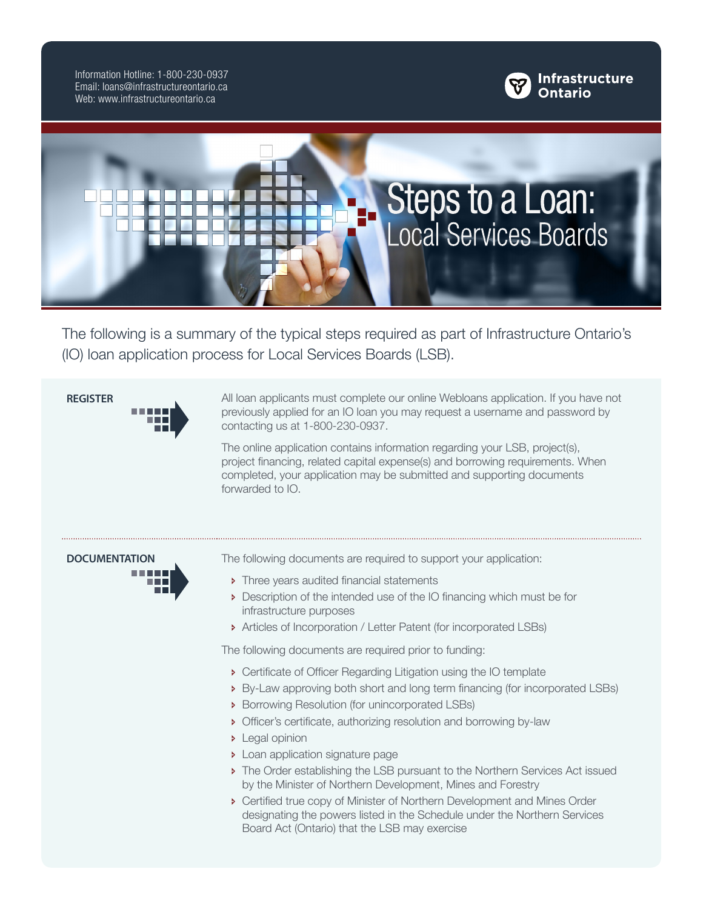Information Hotline: 1-800-230-0937
Email: loans@infrastructureontario.ca
Web: www.infrastructureontario.ca

Infrastructure Ontario

# Steps to a Loan: Local Services Boards

The following is a summary of the typical steps required as part of Infrastructure Ontario's (IO) loan application process for Local Services Boards (LSB).

## REGISTER

All loan applicants must complete our online Webloans application. If you have not previously applied for an IO loan you may request a username and password by contacting us at 1-800-230-0937.

The online application contains information regarding your LSB, project(s), project financing, related capital expense(s) and borrowing requirements. When completed, your application may be submitted and supporting documents forwarded to IO.

## DOCUMENTATION

The following documents are required to support your application:

- Three years audited financial statements
- Description of the intended use of the IO financing which must be for infrastructure purposes
- Articles of Incorporation / Letter Patent (for incorporated LSBs)

The following documents are required prior to funding:

- Certificate of Officer Regarding Litigation using the IO template
- By-Law approving both short and long term financing (for incorporated LSBs)
- Borrowing Resolution (for unincorporated LSBs)
- Officer's certificate, authorizing resolution and borrowing by-law
- Legal opinion
- Loan application signature page
- The Order establishing the LSB pursuant to the Northern Services Act issued by the Minister of Northern Development, Mines and Forestry
- Certified true copy of Minister of Northern Development and Mines Order designating the powers listed in the Schedule under the Northern Services Board Act (Ontario) that the LSB may exercise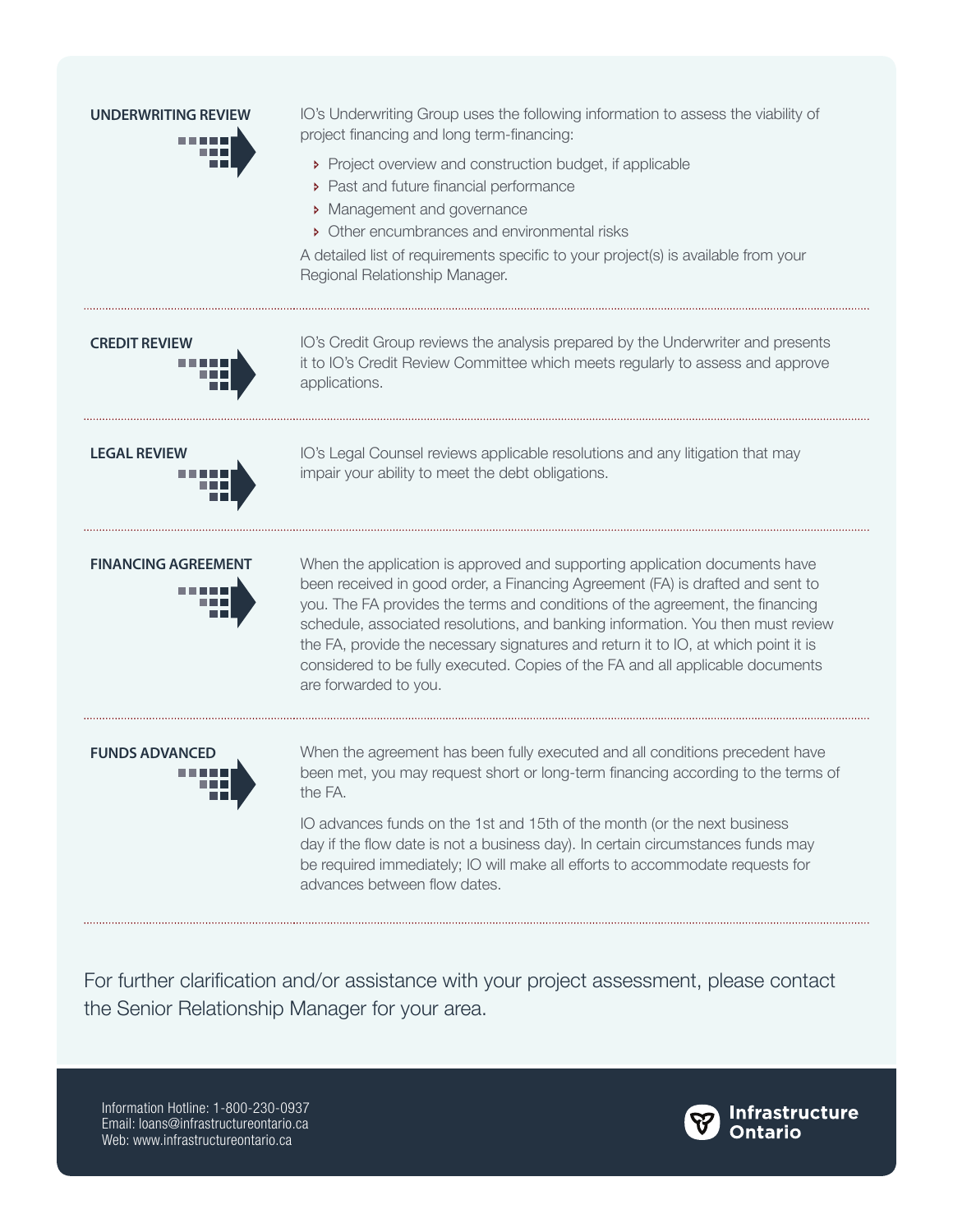### UNDERWRITING REVIEW

IO's Underwriting Group uses the following information to assess the viability of project financing and long term-financing:

- Project overview and construction budget, if applicable
- Past and future financial performance
- Management and governance
- Other encumbrances and environmental risks

A detailed list of requirements specific to your project(s) is available from your Regional Relationship Manager.

### CREDIT REVIEW

IO's Credit Group reviews the analysis prepared by the Underwriter and presents it to IO's Credit Review Committee which meets regularly to assess and approve applications.

### LEGAL REVIEW

IO's Legal Counsel reviews applicable resolutions and any litigation that may impair your ability to meet the debt obligations.

### FINANCING AGREEMENT

When the application is approved and supporting application documents have been received in good order, a Financing Agreement (FA) is drafted and sent to you. The FA provides the terms and conditions of the agreement, the financing schedule, associated resolutions, and banking information. You then must review the FA, provide the necessary signatures and return it to IO, at which point it is considered to be fully executed. Copies of the FA and all applicable documents are forwarded to you.

### FUNDS ADVANCED

When the agreement has been fully executed and all conditions precedent have been met, you may request short or long-term financing according to the terms of the FA.

IO advances funds on the 1st and 15th of the month (or the next business day if the flow date is not a business day). In certain circumstances funds may be required immediately; IO will make all efforts to accommodate requests for advances between flow dates.

For further clarification and/or assistance with your project assessment, please contact the Senior Relationship Manager for your area.

Information Hotline: 1-800-230-0937
Email: loans@infrastructureontario.ca
Web: www.infrastructureontario.ca

Infrastructure Ontario